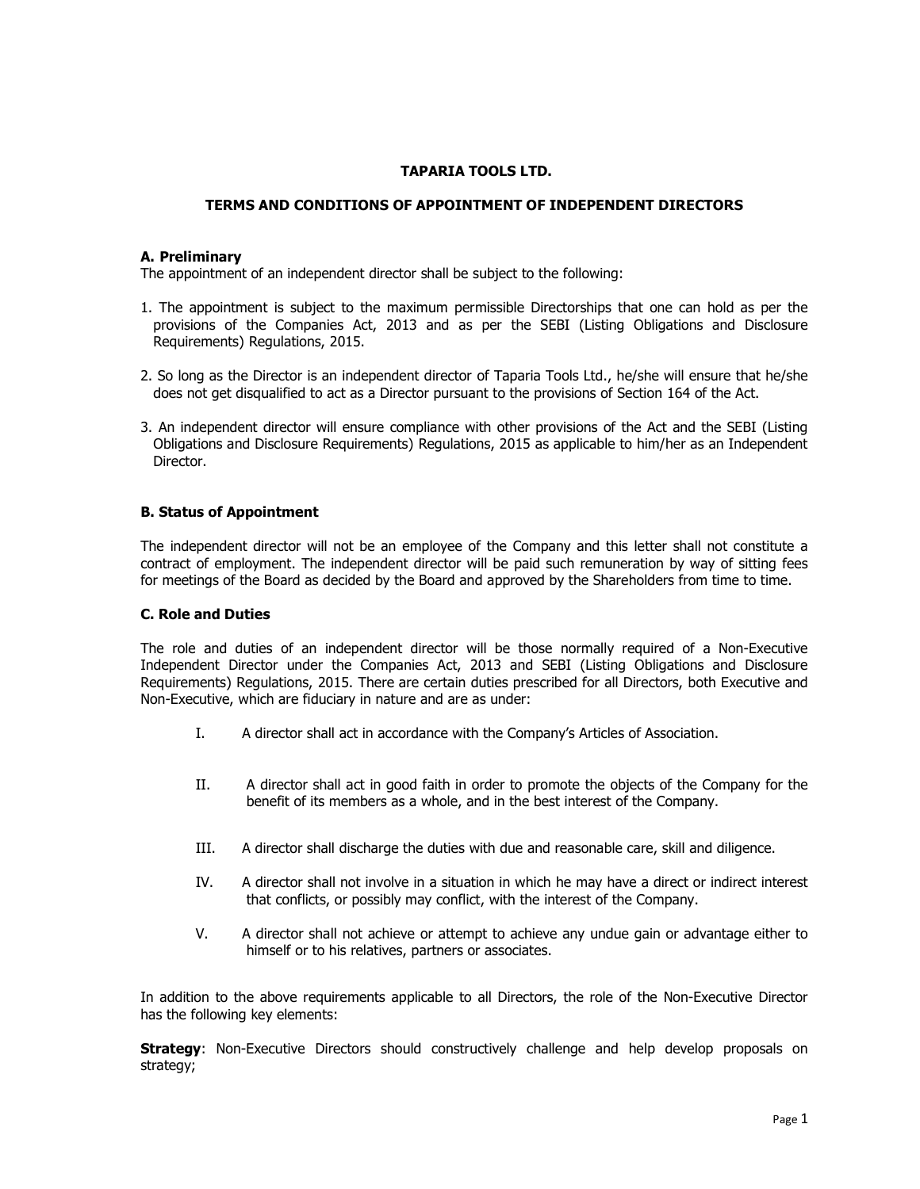# TAPARIA TOOLS LTD.

## TERMS AND CONDITIONS OF APPOINTMENT OF INDEPENDENT DIRECTORS

### A. Preliminary

The appointment of an independent director shall be subject to the following:

1. The appointment is subject to the maximum permissible Directorships that one can hold as per the provisions of the Companies Act, 2013 and as per the SEBI (Listing Obligations and Disclosure Requirements) Regulations, 2015.

2. So long as the Director is an independent director of Taparia Tools Ltd., he/she will ensure that he/she does not get disqualified to act as a Director pursuant to the provisions of Section 164 of the Act.

3. An independent director will ensure compliance with other provisions of the Act and the SEBI (Listing Obligations and Disclosure Requirements) Regulations, 2015 as applicable to him/her as an Independent Director.

### B. Status of Appointment

The independent director will not be an employee of the Company and this letter shall not constitute a contract of employment. The independent director will be paid such remuneration by way of sitting fees for meetings of the Board as decided by the Board and approved by the Shareholders from time to time.

### C. Role and Duties

The role and duties of an independent director will be those normally required of a Non-Executive Independent Director under the Companies Act, 2013 and SEBI (Listing Obligations and Disclosure Requirements) Regulations, 2015. There are certain duties prescribed for all Directors, both Executive and Non-Executive, which are fiduciary in nature and are as under:

I. A director shall act in accordance with the Company's Articles of Association.

II. A director shall act in good faith in order to promote the objects of the Company for the benefit of its members as a whole, and in the best interest of the Company.

III. A director shall discharge the duties with due and reasonable care, skill and diligence.

IV. A director shall not involve in a situation in which he may have a direct or indirect interest that conflicts, or possibly may conflict, with the interest of the Company.

V. A director shall not achieve or attempt to achieve any undue gain or advantage either to himself or to his relatives, partners or associates.

In addition to the above requirements applicable to all Directors, the role of the Non-Executive Director has the following key elements:

**Strategy**: Non-Executive Directors should constructively challenge and help develop proposals on strategy;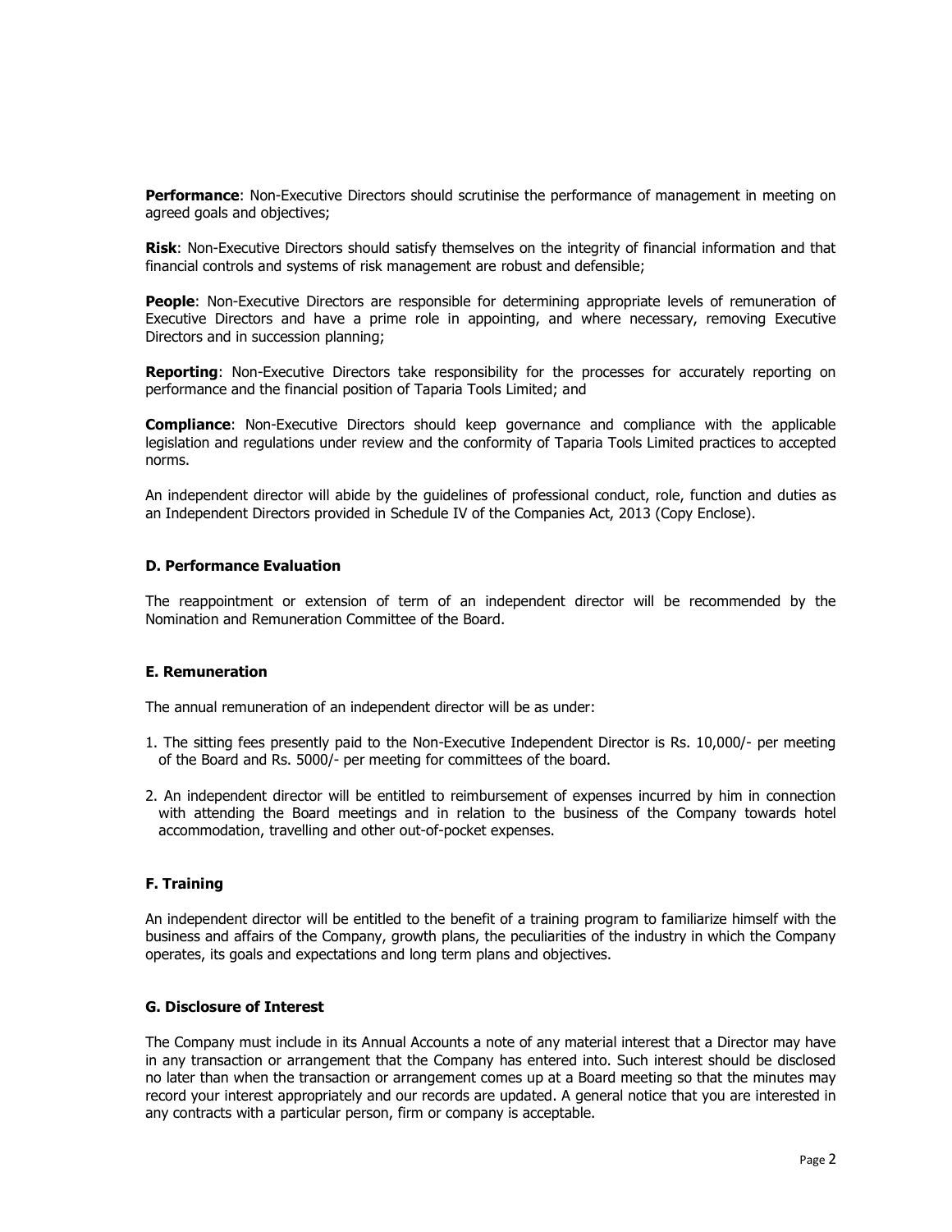**Performance**: Non-Executive Directors should scrutinise the performance of management in meeting on agreed goals and objectives;

**Risk**: Non-Executive Directors should satisfy themselves on the integrity of financial information and that financial controls and systems of risk management are robust and defensible;

**People**: Non-Executive Directors are responsible for determining appropriate levels of remuneration of Executive Directors and have a prime role in appointing, and where necessary, removing Executive Directors and in succession planning;

**Reporting**: Non-Executive Directors take responsibility for the processes for accurately reporting on performance and the financial position of Taparia Tools Limited; and

**Compliance**: Non-Executive Directors should keep governance and compliance with the applicable legislation and regulations under review and the conformity of Taparia Tools Limited practices to accepted norms.

An independent director will abide by the guidelines of professional conduct, role, function and duties as an Independent Directors provided in Schedule IV of the Companies Act, 2013 (Copy Enclose).

### D. Performance Evaluation

The reappointment or extension of term of an independent director will be recommended by the Nomination and Remuneration Committee of the Board.

### E. Remuneration

The annual remuneration of an independent director will be as under:

1. The sitting fees presently paid to the Non-Executive Independent Director is Rs. 10,000/- per meeting of the Board and Rs. 5000/- per meeting for committees of the board.

2. An independent director will be entitled to reimbursement of expenses incurred by him in connection with attending the Board meetings and in relation to the business of the Company towards hotel accommodation, travelling and other out-of-pocket expenses.

### F. Training

An independent director will be entitled to the benefit of a training program to familiarize himself with the business and affairs of the Company, growth plans, the peculiarities of the industry in which the Company operates, its goals and expectations and long term plans and objectives.

### G. Disclosure of Interest

The Company must include in its Annual Accounts a note of any material interest that a Director may have in any transaction or arrangement that the Company has entered into. Such interest should be disclosed no later than when the transaction or arrangement comes up at a Board meeting so that the minutes may record your interest appropriately and our records are updated. A general notice that you are interested in any contracts with a particular person, firm or company is acceptable.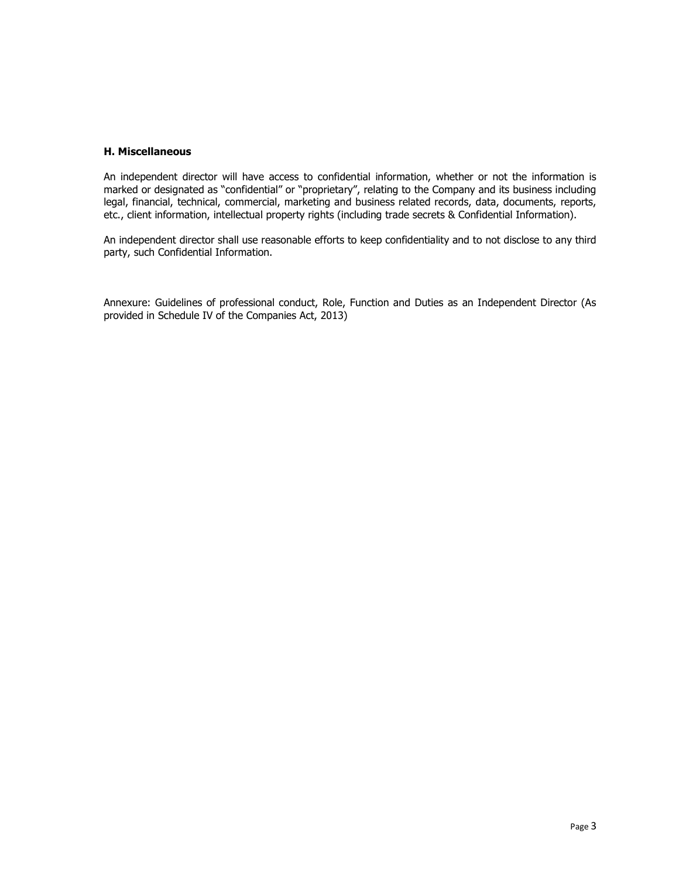### H. Miscellaneous

An independent director will have access to confidential information, whether or not the information is marked or designated as "confidential" or "proprietary", relating to the Company and its business including legal, financial, technical, commercial, marketing and business related records, data, documents, reports, etc., client information, intellectual property rights (including trade secrets & Confidential Information).

An independent director shall use reasonable efforts to keep confidentiality and to not disclose to any third party, such Confidential Information.

Annexure: Guidelines of professional conduct, Role, Function and Duties as an Independent Director (As provided in Schedule IV of the Companies Act, 2013)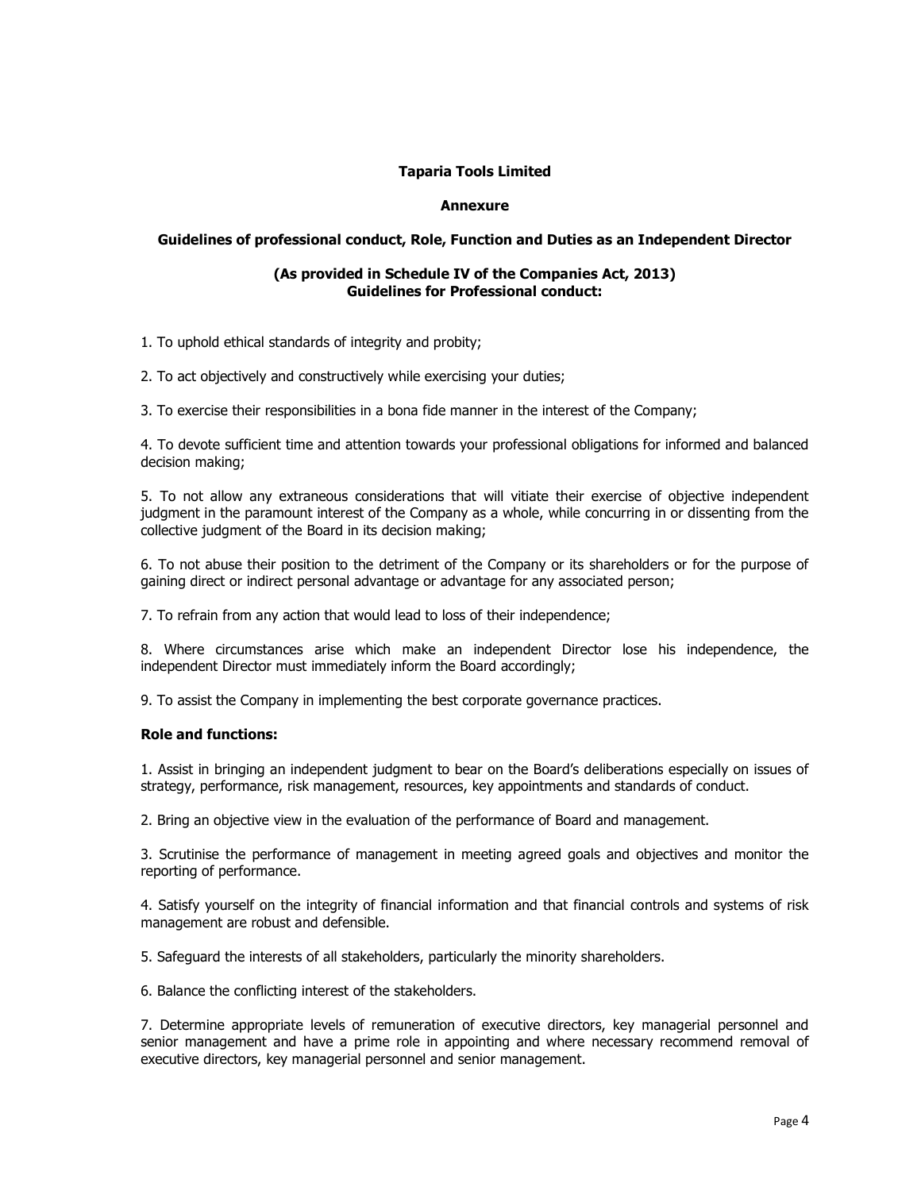**Taparia Tools Limited**

**Annexure**

**Guidelines of professional conduct, Role, Function and Duties as an Independent Director**

**(As provided in Schedule IV of the Companies Act, 2013)**
**Guidelines for Professional conduct:**

1. To uphold ethical standards of integrity and probity;

2. To act objectively and constructively while exercising your duties;

3. To exercise their responsibilities in a bona fide manner in the interest of the Company;

4. To devote sufficient time and attention towards your professional obligations for informed and balanced decision making;

5. To not allow any extraneous considerations that will vitiate their exercise of objective independent judgment in the paramount interest of the Company as a whole, while concurring in or dissenting from the collective judgment of the Board in its decision making;

6. To not abuse their position to the detriment of the Company or its shareholders or for the purpose of gaining direct or indirect personal advantage or advantage for any associated person;

7. To refrain from any action that would lead to loss of their independence;

8. Where circumstances arise which make an independent Director lose his independence, the independent Director must immediately inform the Board accordingly;

9. To assist the Company in implementing the best corporate governance practices.

**Role and functions:**

1. Assist in bringing an independent judgment to bear on the Board's deliberations especially on issues of strategy, performance, risk management, resources, key appointments and standards of conduct.

2. Bring an objective view in the evaluation of the performance of Board and management.

3. Scrutinise the performance of management in meeting agreed goals and objectives and monitor the reporting of performance.

4. Satisfy yourself on the integrity of financial information and that financial controls and systems of risk management are robust and defensible.

5. Safeguard the interests of all stakeholders, particularly the minority shareholders.

6. Balance the conflicting interest of the stakeholders.

7. Determine appropriate levels of remuneration of executive directors, key managerial personnel and senior management and have a prime role in appointing and where necessary recommend removal of executive directors, key managerial personnel and senior management.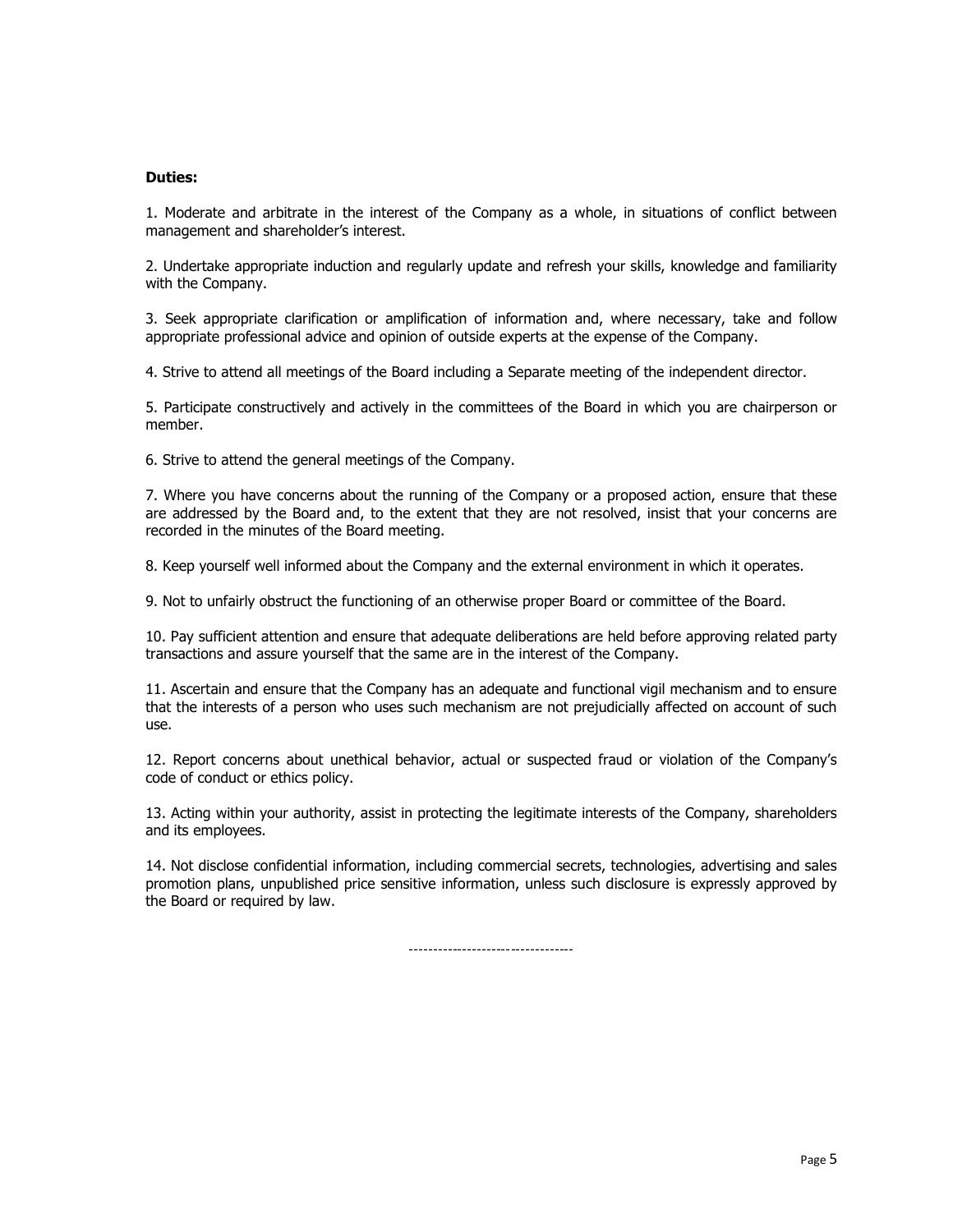**Duties:**

1. Moderate and arbitrate in the interest of the Company as a whole, in situations of conflict between management and shareholder's interest.

2. Undertake appropriate induction and regularly update and refresh your skills, knowledge and familiarity with the Company.

3. Seek appropriate clarification or amplification of information and, where necessary, take and follow appropriate professional advice and opinion of outside experts at the expense of the Company.

4. Strive to attend all meetings of the Board including a Separate meeting of the independent director.

5. Participate constructively and actively in the committees of the Board in which you are chairperson or member.

6. Strive to attend the general meetings of the Company.

7. Where you have concerns about the running of the Company or a proposed action, ensure that these are addressed by the Board and, to the extent that they are not resolved, insist that your concerns are recorded in the minutes of the Board meeting.

8. Keep yourself well informed about the Company and the external environment in which it operates.

9. Not to unfairly obstruct the functioning of an otherwise proper Board or committee of the Board.

10. Pay sufficient attention and ensure that adequate deliberations are held before approving related party transactions and assure yourself that the same are in the interest of the Company.

11. Ascertain and ensure that the Company has an adequate and functional vigil mechanism and to ensure that the interests of a person who uses such mechanism are not prejudicially affected on account of such use.

12. Report concerns about unethical behavior, actual or suspected fraud or violation of the Company's code of conduct or ethics policy.

13. Acting within your authority, assist in protecting the legitimate interests of the Company, shareholders and its employees.

14. Not disclose confidential information, including commercial secrets, technologies, advertising and sales promotion plans, unpublished price sensitive information, unless such disclosure is expressly approved by the Board or required by law.

---------------------------------